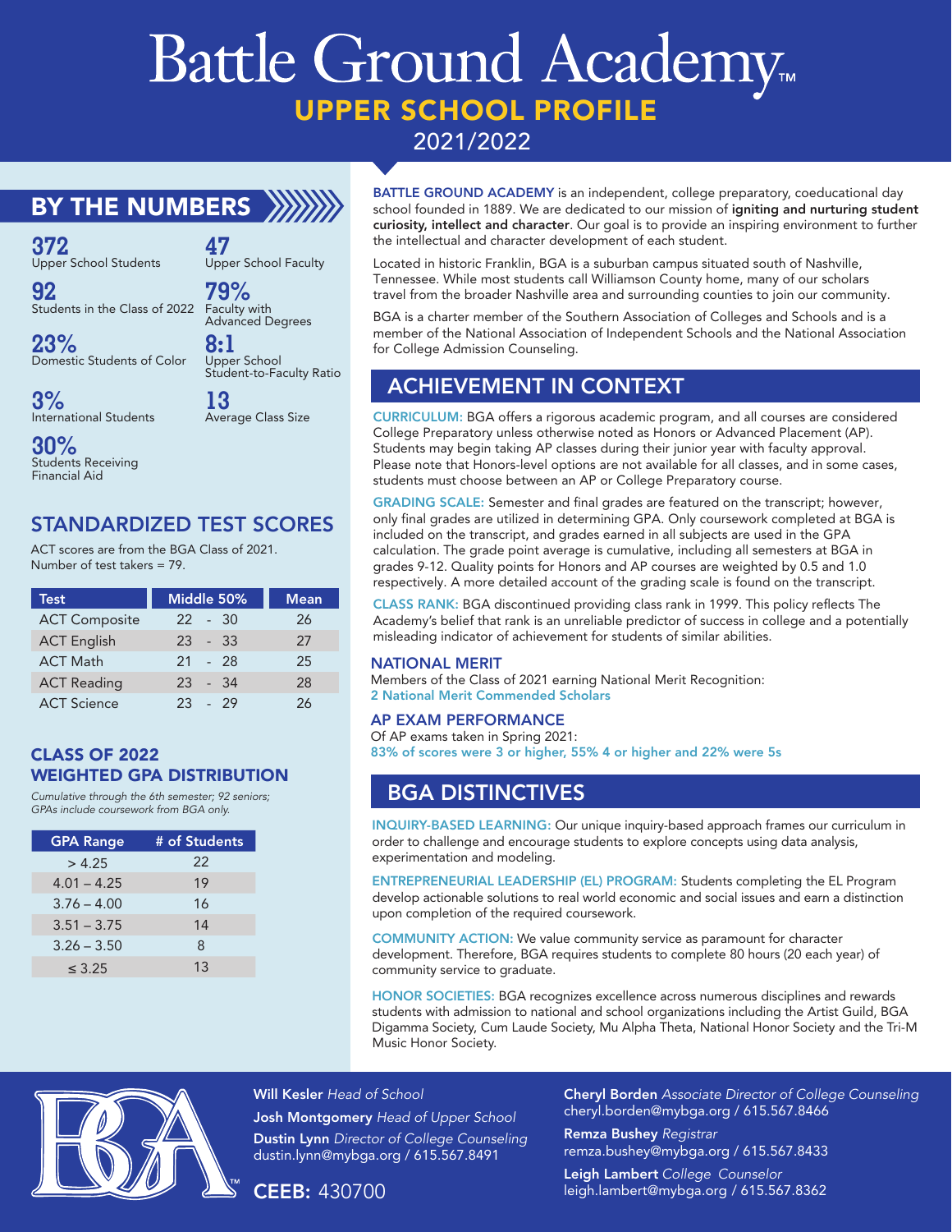# Battle Ground Academy™

## UPPER SCHOOL PROFILE

2021/2022

## BY THE NUMBERS

**372**
Upper School Students

**92**
Students in the Class of 2022

**23%**
Domestic Students of Color

**3%**
International Students

**30%**
Students Receiving Financial Aid

**47**
Upper School Faculty

**79%**
Faculty with Advanced Degrees

**8:1**
Upper School Student-to-Faculty Ratio

**13**
Average Class Size

## STANDARDIZED TEST SCORES

ACT scores are from the BGA Class of 2021.
Number of test takers = 79.

| Test | Middle 50% | Mean |
|---|---|---|
| ACT Composite | 22 - 30 | 26 |
| ACT English | 23 - 33 | 27 |
| ACT Math | 21 - 28 | 25 |
| ACT Reading | 23 - 34 | 28 |
| ACT Science | 23 - 29 | 26 |

## CLASS OF 2022 WEIGHTED GPA DISTRIBUTION

*Cumulative through the 6th semester; 92 seniors; GPAs include coursework from BGA only.*

| GPA Range | # of Students |
|---|---|
| > 4.25 | 22 |
| 4.01 – 4.25 | 19 |
| 3.76 – 4.00 | 16 |
| 3.51 – 3.75 | 14 |
| 3.26 – 3.50 | 8 |
| ≤ 3.25 | 13 |

**BATTLE GROUND ACADEMY** is an independent, college preparatory, coeducational day school founded in 1889. We are dedicated to our mission of **igniting and nurturing student curiosity, intellect and character**. Our goal is to provide an inspiring environment to further the intellectual and character development of each student.

Located in historic Franklin, BGA is a suburban campus situated south of Nashville, Tennessee. While most students call Williamson County home, many of our scholars travel from the broader Nashville area and surrounding counties to join our community.

BGA is a charter member of the Southern Association of Colleges and Schools and is a member of the National Association of Independent Schools and the National Association for College Admission Counseling.

## ACHIEVEMENT IN CONTEXT

**CURRICULUM:** BGA offers a rigorous academic program, and all courses are considered College Preparatory unless otherwise noted as Honors or Advanced Placement (AP). Students may begin taking AP classes during their junior year with faculty approval. Please note that Honors-level options are not available for all classes, and in some cases, students must choose between an AP or College Preparatory course.

**GRADING SCALE:** Semester and final grades are featured on the transcript; however, only final grades are utilized in determining GPA. Only coursework completed at BGA is included on the transcript, and grades earned in all subjects are used in the GPA calculation. The grade point average is cumulative, including all semesters at BGA in grades 9-12. Quality points for Honors and AP courses are weighted by 0.5 and 1.0 respectively. A more detailed account of the grading scale is found on the transcript.

**CLASS RANK:** BGA discontinued providing class rank in 1999. This policy reflects The Academy's belief that rank is an unreliable predictor of success in college and a potentially misleading indicator of achievement for students of similar abilities.

### NATIONAL MERIT

Members of the Class of 2021 earning National Merit Recognition:
**2 National Merit Commended Scholars**

### AP EXAM PERFORMANCE

Of AP exams taken in Spring 2021:
**83% of scores were 3 or higher, 55% 4 or higher and 22% were 5s**

## BGA DISTINCTIVES

**INQUIRY-BASED LEARNING:** Our unique inquiry-based approach frames our curriculum in order to challenge and encourage students to explore concepts using data analysis, experimentation and modeling.

**ENTREPRENEURIAL LEADERSHIP (EL) PROGRAM:** Students completing the EL Program develop actionable solutions to real world economic and social issues and earn a distinction upon completion of the required coursework.

**COMMUNITY ACTION:** We value community service as paramount for character development. Therefore, BGA requires students to complete 80 hours (20 each year) of community service to graduate.

**HONOR SOCIETIES:** BGA recognizes excellence across numerous disciplines and rewards students with admission to national and school organizations including the Artist Guild, BGA Digamma Society, Cum Laude Society, Mu Alpha Theta, National Honor Society and the Tri-M Music Honor Society.

**Will Kesler** *Head of School*
**Josh Montgomery** *Head of Upper School*
**Dustin Lynn** *Director of College Counseling*
dustin.lynn@mybga.org / 615.567.8491

**CEEB:** 430700

**Cheryl Borden** *Associate Director of College Counseling*
cheryl.borden@mybga.org / 615.567.8466

**Remza Bushey** *Registrar*
remza.bushey@mybga.org / 615.567.8433

**Leigh Lambert** *College Counselor*
leigh.lambert@mybga.org / 615.567.8362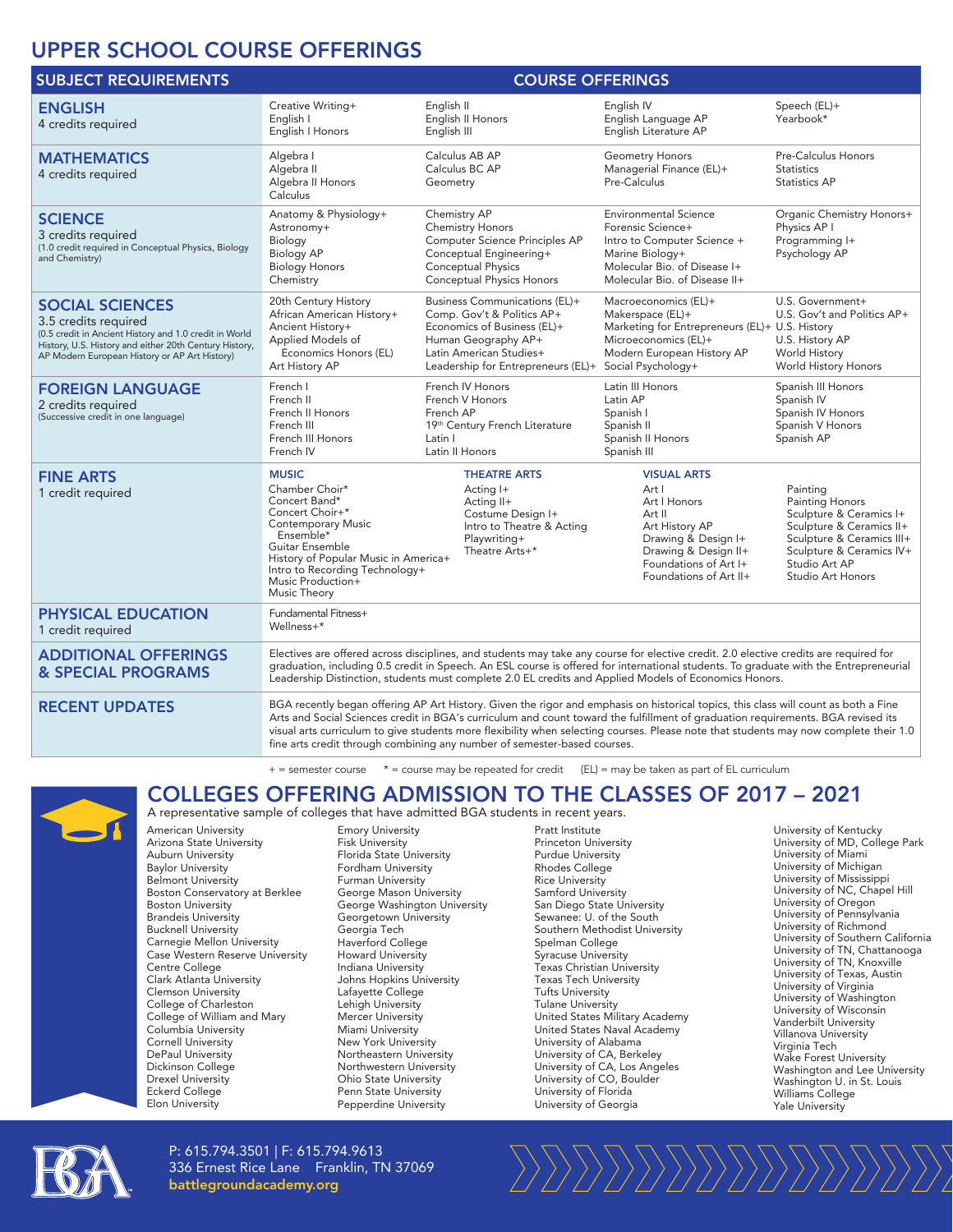# UPPER SCHOOL COURSE OFFERINGS

| SUBJECT REQUIREMENTS | COURSE OFFERINGS | | | |
|---|---|---|---|---|
| **ENGLISH**<br>4 credits required | Creative Writing+<br>English I<br>English I Honors | English II<br>English II Honors<br>English III | English IV<br>English Language AP<br>English Literature AP | Speech (EL)+<br>Yearbook* |
| **MATHEMATICS**<br>4 credits required | Algebra I<br>Algebra II<br>Algebra II Honors<br>Calculus | Calculus AB AP<br>Calculus BC AP<br>Geometry | Geometry Honors<br>Managerial Finance (EL)+<br>Pre-Calculus | Pre-Calculus Honors<br>Statistics<br>Statistics AP |
| **SCIENCE**<br>3 credits required<br>(1.0 credit required in Conceptual Physics, Biology and Chemistry) | Anatomy & Physiology+<br>Astronomy+<br>Biology<br>Biology AP<br>Biology Honors<br>Chemistry | Chemistry AP<br>Chemistry Honors<br>Computer Science Principles AP<br>Conceptual Engineering+<br>Conceptual Physics<br>Conceptual Physics Honors | Environmental Science<br>Forensic Science+<br>Intro to Computer Science +<br>Marine Biology+<br>Molecular Bio. of Disease I+<br>Molecular Bio. of Disease II+ | Organic Chemistry Honors+<br>Physics AP I<br>Programming I+<br>Psychology AP |
| **SOCIAL SCIENCES**<br>3.5 credits required<br>(0.5 credit in Ancient History and 1.0 credit in World History, U.S. History and either 20th Century History, AP Modern European History or AP Art History) | 20th Century History<br>African American History+<br>Ancient History+<br>Applied Models of Economics Honors (EL)<br>Art History AP | Business Communications (EL)+<br>Comp. Gov't & Politics AP+<br>Economics of Business (EL)+<br>Human Geography AP+<br>Latin American Studies+<br>Leadership for Entrepreneurs (EL)+ | Macroeconomics (EL)+<br>Makerspace (EL)+<br>Marketing for Entrepreneurs (EL)+<br>Microeconomics (EL)+<br>Modern European History AP<br>Social Psychology+ | U.S. Government+<br>U.S. Gov't and Politics AP+<br>U.S. History<br>U.S. History AP<br>World History<br>World History Honors |
| **FOREIGN LANGUAGE**<br>2 credits required<br>(Successive credit in one language) | French I<br>French II<br>French II Honors<br>French III<br>French III Honors<br>French IV | French IV Honors<br>French V Honors<br>French AP<br>19th Century French Literature<br>Latin I<br>Latin II Honors | Latin III Honors<br>Latin AP<br>Spanish I<br>Spanish II<br>Spanish II Honors<br>Spanish III | Spanish III Honors<br>Spanish IV<br>Spanish IV Honors<br>Spanish V Honors<br>Spanish AP |
| **FINE ARTS**<br>1 credit required | **MUSIC**<br>Chamber Choir*<br>Concert Band*<br>Concert Choir+*<br>Contemporary Music Ensemble*<br>Guitar Ensemble<br>History of Popular Music in America+<br>Intro to Recording Technology+<br>Music Production+<br>Music Theory | **THEATRE ARTS**<br>Acting I+<br>Acting II+<br>Costume Design I+<br>Intro to Theatre & Acting<br>Playwriting+<br>Theatre Arts+* | **VISUAL ARTS**<br>Art I<br>Art I Honors<br>Art II<br>Art History AP<br>Drawing & Design I+<br>Drawing & Design II+<br>Foundations of Art I+<br>Foundations of Art II+ | Painting<br>Painting Honors<br>Sculpture & Ceramics I+<br>Sculpture & Ceramics II+<br>Sculpture & Ceramics III+<br>Sculpture & Ceramics IV+<br>Studio Art AP<br>Studio Art Honors |
| **PHYSICAL EDUCATION**<br>1 credit required | Fundamental Fitness+<br>Wellness+* | | | |
| **ADDITIONAL OFFERINGS & SPECIAL PROGRAMS** | Electives are offered across disciplines, and students may take any course for elective credit. 2.0 elective credits are required for graduation, including 0.5 credit in Speech. An ESL course is offered for international students. To graduate with the Entrepreneurial Leadership Distinction, students must complete 2.0 EL credits and Applied Models of Economics Honors. | | | |
| **RECENT UPDATES** | BGA recently began offering AP Art History. Given the rigor and emphasis on historical topics, this class will count as both a Fine Arts and Social Sciences credit in BGA's curriculum and count toward the fulfillment of graduation requirements. BGA revised its visual arts curriculum to give students more flexibility when selecting courses. Please note that students may now complete their 1.0 fine arts credit through combining any number of semester-based courses. | | | |

+ = semester course * = course may be repeated for credit (EL) = may be taken as part of EL curriculum

## COLLEGES OFFERING ADMISSION TO THE CLASSES OF 2017 – 2021

A representative sample of colleges that have admitted BGA students in recent years.

American University
Arizona State University
Auburn University
Baylor University
Belmont University
Boston Conservatory at Berklee
Boston University
Brandeis University
Bucknell University
Carnegie Mellon University
Case Western Reserve University
Centre College
Clark Atlanta University
Clemson University
College of Charleston
College of William and Mary
Columbia University
Cornell University
DePaul University
Dickinson College
Drexel University
Eckerd College
Elon University
Emory University
Fisk University
Florida State University
Fordham University
Furman University
George Mason University
George Washington University
Georgetown University
Georgia Tech
Haverford College
Howard University
Indiana University
Johns Hopkins University
Lafayette College
Lehigh University
Mercer University
Miami University
New York University
Northeastern University
Northwestern University
Ohio State University
Penn State University
Pepperdine University
Pratt Institute
Princeton University
Purdue University
Rhodes College
Rice University
Samford University
San Diego State University
Sewanee: U. of the South
Southern Methodist University
Spelman College
Syracuse University
Texas Christian University
Texas Tech University
Tufts University
Tulane University
United States Military Academy
United States Naval Academy
University of Alabama
University of CA, Berkeley
University of CA, Los Angeles
University of CO, Boulder
University of Florida
University of Georgia
University of Kentucky
University of MD, College Park
University of Miami
University of Michigan
University of Mississippi
University of NC, Chapel Hill
University of Oregon
University of Pennsylvania
University of Richmond
University of Southern California
University of TN, Chattanooga
University of TN, Knoxville
University of Texas, Austin
University of Virginia
University of Washington
University of Wisconsin
Vanderbilt University
Villanova University
Virginia Tech
Wake Forest University
Washington and Lee University
Washington U. in St. Louis
Williams College
Yale University

P: 615.794.3501 | F: 615.794.9613
336 Ernest Rice Lane Franklin, TN 37069
**battlegroundacademy.org**